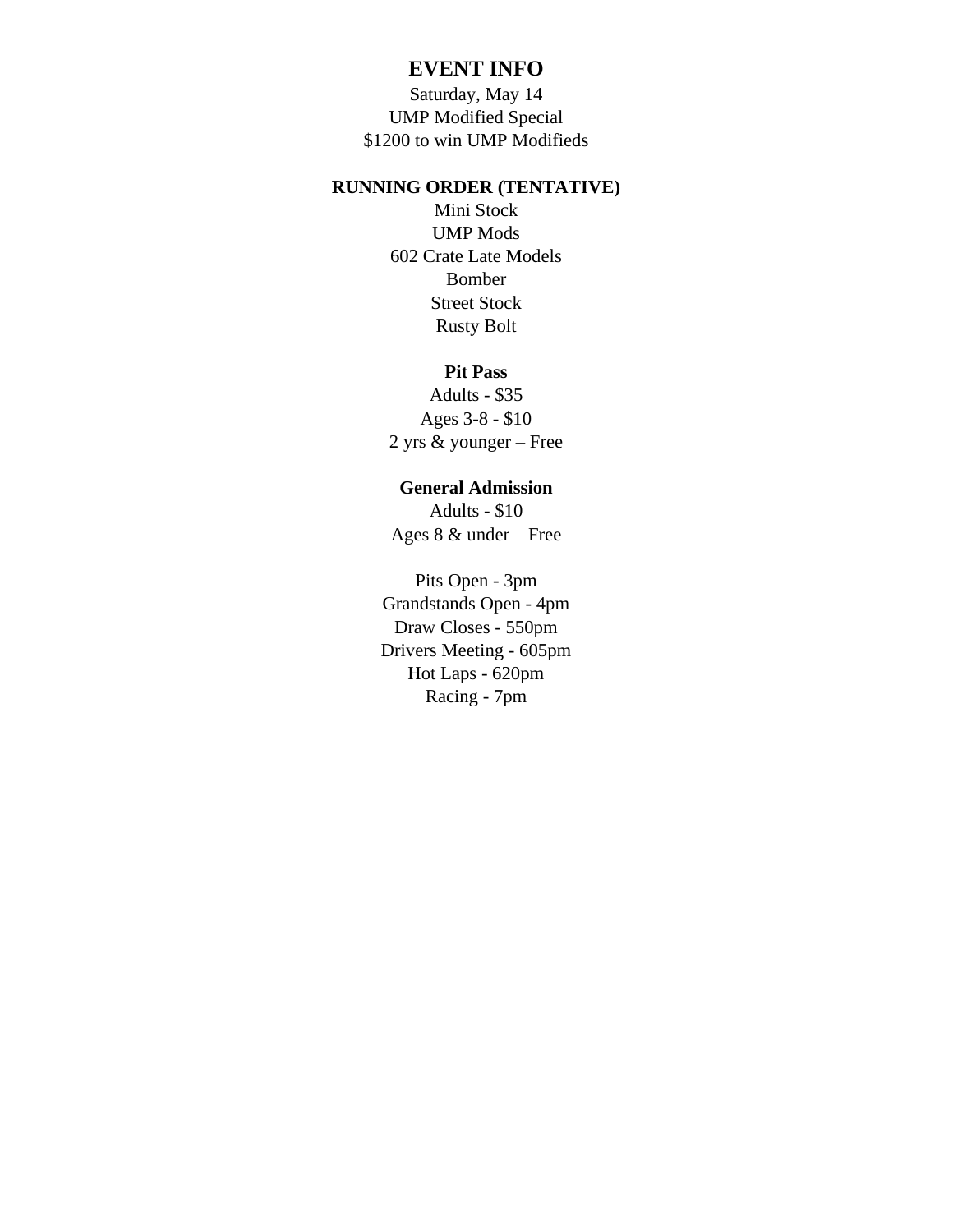# EVENT INFO

Saturday, May 14
UMP Modified Special
$1200 to win UMP Modifieds

## RUNNING ORDER (TENTATIVE)

Mini Stock
UMP Mods
602 Crate Late Models
Bomber
Street Stock
Rusty Bolt

### Pit Pass

Adults - $35
Ages 3-8 - $10
2 yrs & younger – Free

### General Admission

Adults - $10
Ages 8 & under – Free

Pits Open - 3pm
Grandstands Open - 4pm
Draw Closes - 550pm
Drivers Meeting - 605pm
Hot Laps - 620pm
Racing - 7pm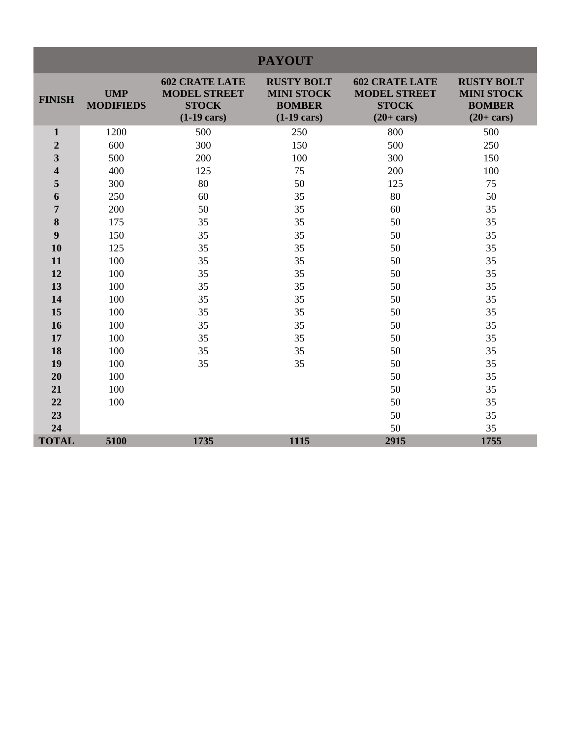| PAYOUT | | | | | |
|---|---|---|---|---|---|
| **FINISH** | **UMP MODIFIEDS** | **602 CRATE LATE MODEL STREET STOCK (1-19 cars)** | **RUSTY BOLT MINI STOCK BOMBER (1-19 cars)** | **602 CRATE LATE MODEL STREET STOCK (20+ cars)** | **RUSTY BOLT MINI STOCK BOMBER (20+ cars)** |
| **1** | 1200 | 500 | 250 | 800 | 500 |
| **2** | 600 | 300 | 150 | 500 | 250 |
| **3** | 500 | 200 | 100 | 300 | 150 |
| **4** | 400 | 125 | 75 | 200 | 100 |
| **5** | 300 | 80 | 50 | 125 | 75 |
| **6** | 250 | 60 | 35 | 80 | 50 |
| **7** | 200 | 50 | 35 | 60 | 35 |
| **8** | 175 | 35 | 35 | 50 | 35 |
| **9** | 150 | 35 | 35 | 50 | 35 |
| **10** | 125 | 35 | 35 | 50 | 35 |
| **11** | 100 | 35 | 35 | 50 | 35 |
| **12** | 100 | 35 | 35 | 50 | 35 |
| **13** | 100 | 35 | 35 | 50 | 35 |
| **14** | 100 | 35 | 35 | 50 | 35 |
| **15** | 100 | 35 | 35 | 50 | 35 |
| **16** | 100 | 35 | 35 | 50 | 35 |
| **17** | 100 | 35 | 35 | 50 | 35 |
| **18** | 100 | 35 | 35 | 50 | 35 |
| **19** | 100 | 35 | 35 | 50 | 35 |
| **20** | 100 | | | 50 | 35 |
| **21** | 100 | | | 50 | 35 |
| **22** | 100 | | | 50 | 35 |
| **23** | | | | 50 | 35 |
| **24** | | | | 50 | 35 |
| **TOTAL** | **5100** | **1735** | **1115** | **2915** | **1755** |